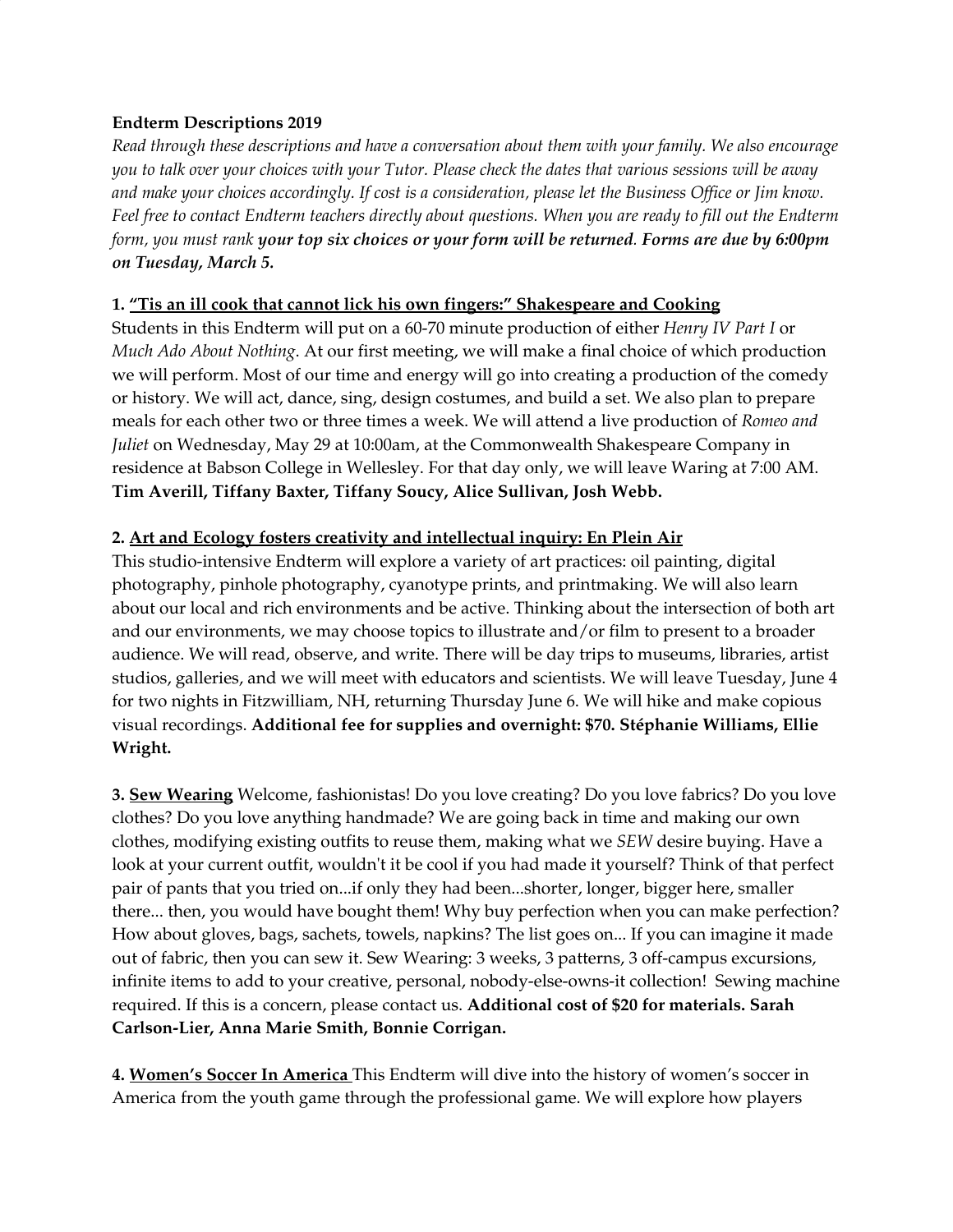**Endterm Descriptions 2019**

*Read through these descriptions and have a conversation about them with your family. We also encourage you to talk over your choices with your Tutor. Please check the dates that various sessions will be away and make your choices accordingly. If cost is a consideration, please let the Business Office or Jim know. Feel free to contact Endterm teachers directly about questions. When you are ready to fill out the Endterm form, you must rank* ***your top six choices or your form will be returned****.* ***Forms are due by 6:00pm on Tuesday, March 5.***

**1. <u>"Tis an ill cook that cannot lick his own fingers:" Shakespeare and Cooking</u>**

Students in this Endterm will put on a 60-70 minute production of either *Henry IV Part I* or *Much Ado About Nothing*. At our first meeting, we will make a final choice of which production we will perform. Most of our time and energy will go into creating a production of the comedy or history. We will act, dance, sing, design costumes, and build a set. We also plan to prepare meals for each other two or three times a week. We will attend a live production of *Romeo and Juliet* on Wednesday, May 29 at 10:00am, at the Commonwealth Shakespeare Company in residence at Babson College in Wellesley. For that day only, we will leave Waring at 7:00 AM. **Tim Averill, Tiffany Baxter, Tiffany Soucy, Alice Sullivan, Josh Webb.**

**2. <u>Art and Ecology fosters creativity and intellectual inquiry: En Plein Air</u>**

This studio-intensive Endterm will explore a variety of art practices: oil painting, digital photography, pinhole photography, cyanotype prints, and printmaking. We will also learn about our local and rich environments and be active. Thinking about the intersection of both art and our environments, we may choose topics to illustrate and/or film to present to a broader audience. We will read, observe, and write. There will be day trips to museums, libraries, artist studios, galleries, and we will meet with educators and scientists. We will leave Tuesday, June 4 for two nights in Fitzwilliam, NH, returning Thursday June 6. We will hike and make copious visual recordings. **Additional fee for supplies and overnight: $70. Stéphanie Williams, Ellie Wright.**

**3. <u>Sew Wearing</u>** Welcome, fashionistas! Do you love creating? Do you love fabrics? Do you love clothes? Do you love anything handmade? We are going back in time and making our own clothes, modifying existing outfits to reuse them, making what we *SEW* desire buying. Have a look at your current outfit, wouldn't it be cool if you had made it yourself? Think of that perfect pair of pants that you tried on...if only they had been...shorter, longer, bigger here, smaller there... then, you would have bought them! Why buy perfection when you can make perfection? How about gloves, bags, sachets, towels, napkins? The list goes on... If you can imagine it made out of fabric, then you can sew it. Sew Wearing: 3 weeks, 3 patterns, 3 off-campus excursions, infinite items to add to your creative, personal, nobody-else-owns-it collection! Sewing machine required. If this is a concern, please contact us. **Additional cost of $20 for materials. Sarah Carlson-Lier, Anna Marie Smith, Bonnie Corrigan.**

**4. <u>Women's Soccer In America</u>** This Endterm will dive into the history of women's soccer in America from the youth game through the professional game. We will explore how players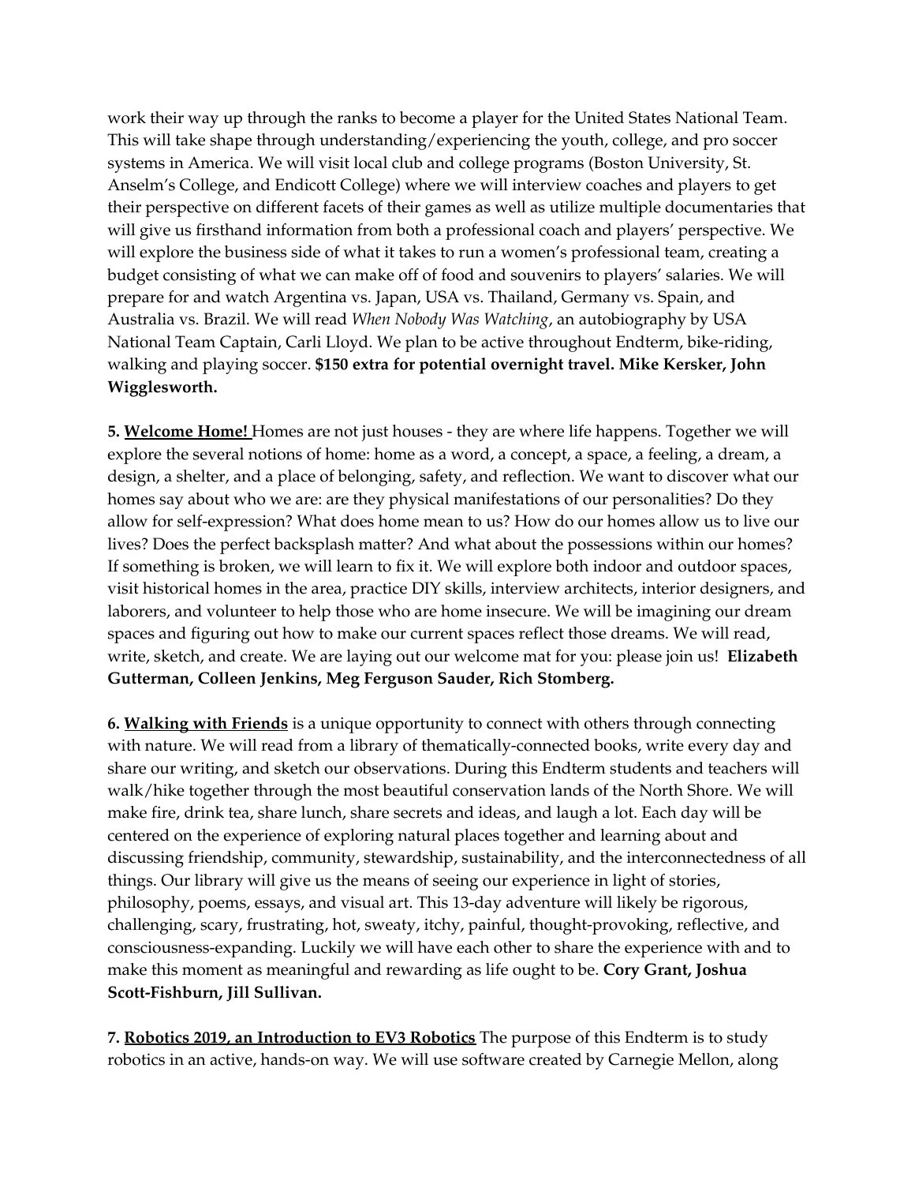work their way up through the ranks to become a player for the United States National Team. This will take shape through understanding/experiencing the youth, college, and pro soccer systems in America. We will visit local club and college programs (Boston University, St. Anselm's College, and Endicott College) where we will interview coaches and players to get their perspective on different facets of their games as well as utilize multiple documentaries that will give us firsthand information from both a professional coach and players' perspective. We will explore the business side of what it takes to run a women's professional team, creating a budget consisting of what we can make off of food and souvenirs to players' salaries. We will prepare for and watch Argentina vs. Japan, USA vs. Thailand, Germany vs. Spain, and Australia vs. Brazil. We will read *When Nobody Was Watching*, an autobiography by USA National Team Captain, Carli Lloyd. We plan to be active throughout Endterm, bike-riding, walking and playing soccer. **$150 extra for potential overnight travel. Mike Kersker, John Wigglesworth.**

**5. Welcome Home!** Homes are not just houses - they are where life happens. Together we will explore the several notions of home: home as a word, a concept, a space, a feeling, a dream, a design, a shelter, and a place of belonging, safety, and reflection. We want to discover what our homes say about who we are: are they physical manifestations of our personalities? Do they allow for self-expression? What does home mean to us? How do our homes allow us to live our lives? Does the perfect backsplash matter? And what about the possessions within our homes? If something is broken, we will learn to fix it. We will explore both indoor and outdoor spaces, visit historical homes in the area, practice DIY skills, interview architects, interior designers, and laborers, and volunteer to help those who are home insecure. We will be imagining our dream spaces and figuring out how to make our current spaces reflect those dreams. We will read, write, sketch, and create. We are laying out our welcome mat for you: please join us! **Elizabeth Gutterman, Colleen Jenkins, Meg Ferguson Sauder, Rich Stomberg.**

**6. Walking with Friends** is a unique opportunity to connect with others through connecting with nature. We will read from a library of thematically-connected books, write every day and share our writing, and sketch our observations. During this Endterm students and teachers will walk/hike together through the most beautiful conservation lands of the North Shore. We will make fire, drink tea, share lunch, share secrets and ideas, and laugh a lot. Each day will be centered on the experience of exploring natural places together and learning about and discussing friendship, community, stewardship, sustainability, and the interconnectedness of all things. Our library will give us the means of seeing our experience in light of stories, philosophy, poems, essays, and visual art. This 13-day adventure will likely be rigorous, challenging, scary, frustrating, hot, sweaty, itchy, painful, thought-provoking, reflective, and consciousness-expanding. Luckily we will have each other to share the experience with and to make this moment as meaningful and rewarding as life ought to be. **Cory Grant, Joshua Scott-Fishburn, Jill Sullivan.**

**7. Robotics 2019, an Introduction to EV3 Robotics** The purpose of this Endterm is to study robotics in an active, hands-on way. We will use software created by Carnegie Mellon, along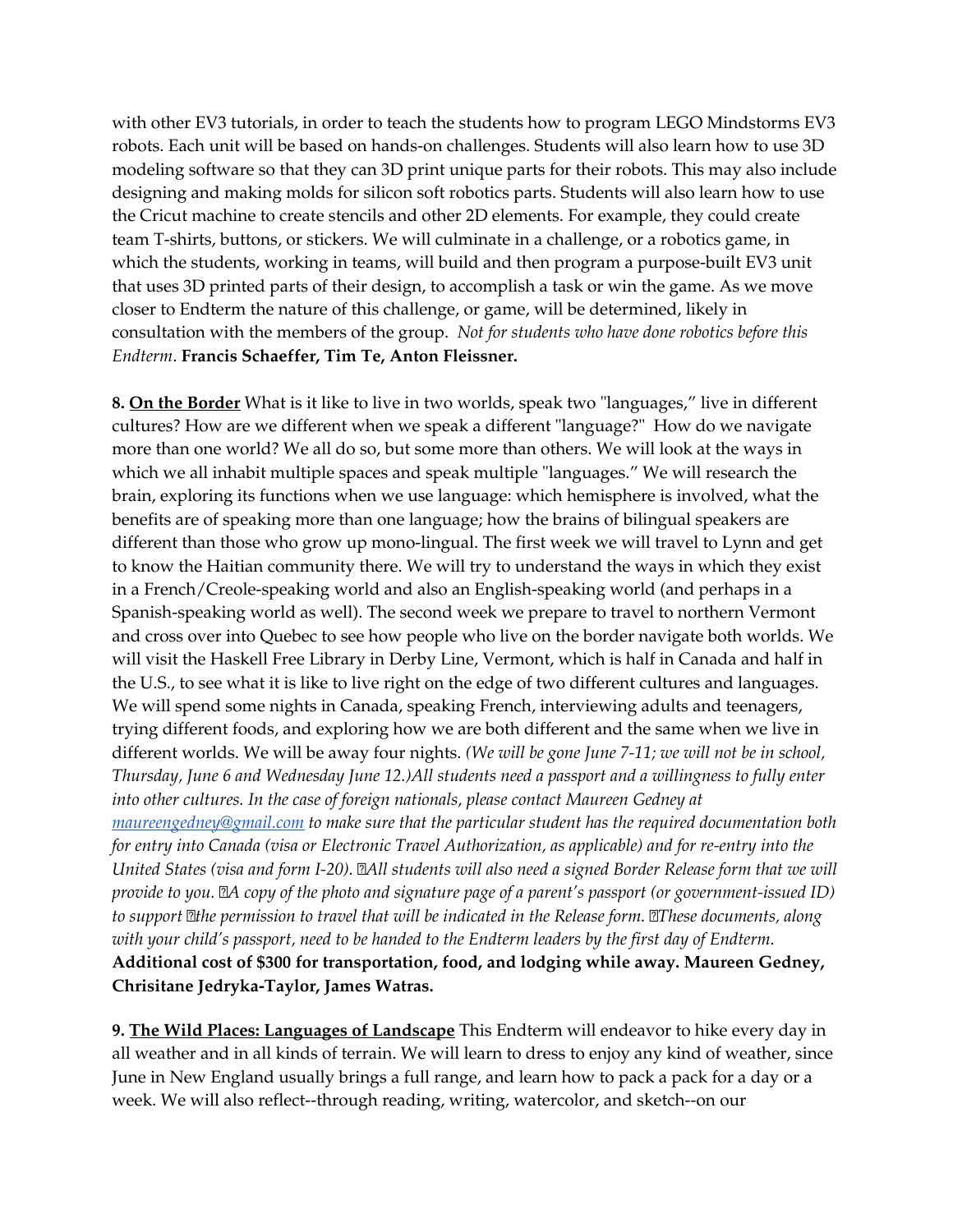with other EV3 tutorials, in order to teach the students how to program LEGO Mindstorms EV3 robots. Each unit will be based on hands-on challenges. Students will also learn how to use 3D modeling software so that they can 3D print unique parts for their robots. This may also include designing and making molds for silicon soft robotics parts. Students will also learn how to use the Cricut machine to create stencils and other 2D elements. For example, they could create team T-shirts, buttons, or stickers. We will culminate in a challenge, or a robotics game, in which the students, working in teams, will build and then program a purpose-built EV3 unit that uses 3D printed parts of their design, to accomplish a task or win the game. As we move closer to Endterm the nature of this challenge, or game, will be determined, likely in consultation with the members of the group. *Not for students who have done robotics before this Endterm*. **Francis Schaeffer, Tim Te, Anton Fleissner.**

**8. <u>On the Border</u>** What is it like to live in two worlds, speak two "languages," live in different cultures? How are we different when we speak a different "language?" How do we navigate more than one world? We all do so, but some more than others. We will look at the ways in which we all inhabit multiple spaces and speak multiple "languages." We will research the brain, exploring its functions when we use language: which hemisphere is involved, what the benefits are of speaking more than one language; how the brains of bilingual speakers are different than those who grow up mono-lingual. The first week we will travel to Lynn and get to know the Haitian community there. We will try to understand the ways in which they exist in a French/Creole-speaking world and also an English-speaking world (and perhaps in a Spanish-speaking world as well). The second week we prepare to travel to northern Vermont and cross over into Quebec to see how people who live on the border navigate both worlds. We will visit the Haskell Free Library in Derby Line, Vermont, which is half in Canada and half in the U.S., to see what it is like to live right on the edge of two different cultures and languages. We will spend some nights in Canada, speaking French, interviewing adults and teenagers, trying different foods, and exploring how we are both different and the same when we live in different worlds. We will be away four nights. *(We will be gone June 7-11; we will not be in school, Thursday, June 6 and Wednesday June 12.)All students need a passport and a willingness to fully enter into other cultures. In the case of foreign nationals, please contact Maureen Gedney at [maureengedney@gmail.com](mailto:maureengedney@gmail.com) to make sure that the particular student has the required documentation both for entry into Canada (visa or Electronic Travel Authorization, as applicable) and for re-entry into the United States (visa and form I-20). All students will also need a signed Border Release form that we will provide to you. A copy of the photo and signature page of a parent's passport (or government-issued ID) to support the permission to travel that will be indicated in the Release form. These documents, along with your child's passport, need to be handed to the Endterm leaders by the first day of Endterm.* **Additional cost of $300 for transportation, food, and lodging while away. Maureen Gedney, Chrisitane Jedryka-Taylor, James Watras.**

**9. <u>The Wild Places: Languages of Landscape</u>** This Endterm will endeavor to hike every day in all weather and in all kinds of terrain. We will learn to dress to enjoy any kind of weather, since June in New England usually brings a full range, and learn how to pack a pack for a day or a week. We will also reflect--through reading, writing, watercolor, and sketch--on our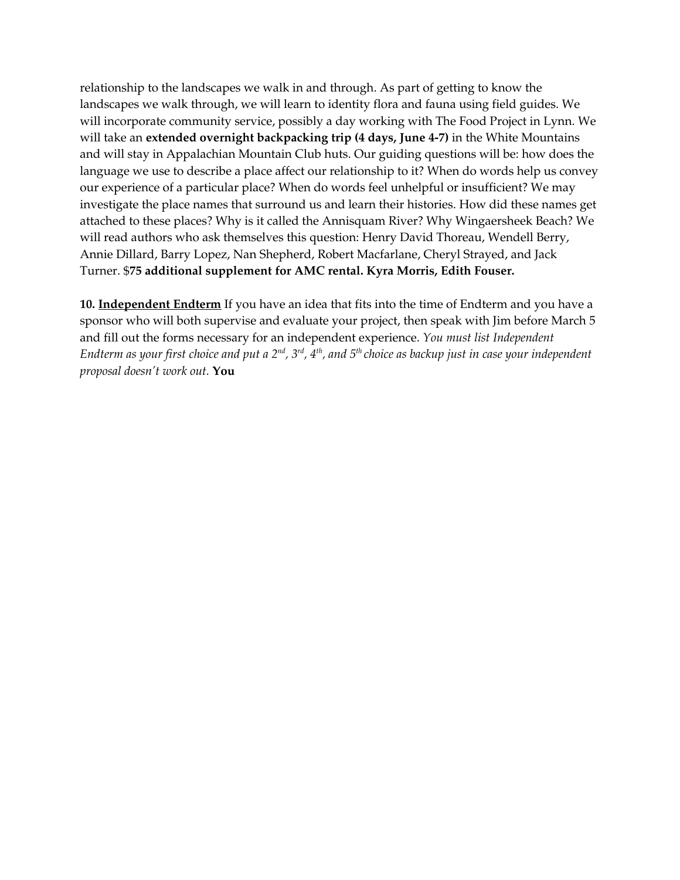relationship to the landscapes we walk in and through. As part of getting to know the landscapes we walk through, we will learn to identity flora and fauna using field guides. We will incorporate community service, possibly a day working with The Food Project in Lynn. We will take an **extended overnight backpacking trip (4 days, June 4-7)** in the White Mountains and will stay in Appalachian Mountain Club huts. Our guiding questions will be: how does the language we use to describe a place affect our relationship to it? When do words help us convey our experience of a particular place? When do words feel unhelpful or insufficient? We may investigate the place names that surround us and learn their histories. How did these names get attached to these places? Why is it called the Annisquam River? Why Wingaersheek Beach? We will read authors who ask themselves this question: Henry David Thoreau, Wendell Berry, Annie Dillard, Barry Lopez, Nan Shepherd, Robert Macfarlane, Cheryl Strayed, and Jack Turner. $**75 additional supplement for AMC rental. Kyra Morris, Edith Fouser.**

**10. <u>Independent Endterm</u>** If you have an idea that fits into the time of Endterm and you have a sponsor who will both supervise and evaluate your project, then speak with Jim before March 5 and fill out the forms necessary for an independent experience. *You must list Independent Endterm as your first choice and put a 2nd, 3rd, 4th, and 5th choice as backup just in case your independent proposal doesn't work out.* **You**